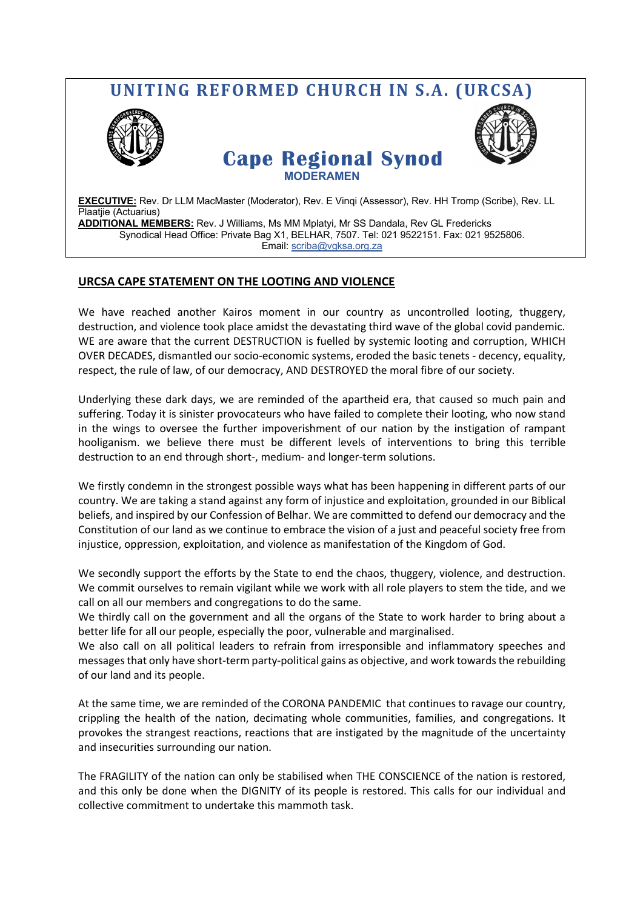# UNITING REFORMED CHURCH IN S.A. (URCSA)

## Cape Regional Synod

### MODERAMEN

**EXECUTIVE:** Rev. Dr LLM MacMaster (Moderator), Rev. E Vinqi (Assessor), Rev. HH Tromp (Scribe), Rev. LL Plaatjie (Actuarius)
**ADDITIONAL MEMBERS:** Rev. J Williams, Ms MM Mplatyi, Mr SS Dandala, Rev GL Fredericks
Synodical Head Office: Private Bag X1, BELHAR, 7507. Tel: 021 9522151. Fax: 021 9525806.
Email: scriba@vgksa.org.za

**URCSA CAPE STATEMENT ON THE LOOTING AND VIOLENCE**

We have reached another Kairos moment in our country as uncontrolled looting, thuggery, destruction, and violence took place amidst the devastating third wave of the global covid pandemic. WE are aware that the current DESTRUCTION is fuelled by systemic looting and corruption, WHICH OVER DECADES, dismantled our socio-economic systems, eroded the basic tenets - decency, equality, respect, the rule of law, of our democracy, AND DESTROYED the moral fibre of our society.

Underlying these dark days, we are reminded of the apartheid era, that caused so much pain and suffering. Today it is sinister provocateurs who have failed to complete their looting, who now stand in the wings to oversee the further impoverishment of our nation by the instigation of rampant hooliganism. we believe there must be different levels of interventions to bring this terrible destruction to an end through short-, medium- and longer-term solutions.

We firstly condemn in the strongest possible ways what has been happening in different parts of our country. We are taking a stand against any form of injustice and exploitation, grounded in our Biblical beliefs, and inspired by our Confession of Belhar. We are committed to defend our democracy and the Constitution of our land as we continue to embrace the vision of a just and peaceful society free from injustice, oppression, exploitation, and violence as manifestation of the Kingdom of God.

We secondly support the efforts by the State to end the chaos, thuggery, violence, and destruction. We commit ourselves to remain vigilant while we work with all role players to stem the tide, and we call on all our members and congregations to do the same.
We thirdly call on the government and all the organs of the State to work harder to bring about a better life for all our people, especially the poor, vulnerable and marginalised.
We also call on all political leaders to refrain from irresponsible and inflammatory speeches and messages that only have short-term party-political gains as objective, and work towards the rebuilding of our land and its people.

At the same time, we are reminded of the CORONA PANDEMIC that continues to ravage our country, crippling the health of the nation, decimating whole communities, families, and congregations. It provokes the strangest reactions, reactions that are instigated by the magnitude of the uncertainty and insecurities surrounding our nation.

The FRAGILITY of the nation can only be stabilised when THE CONSCIENCE of the nation is restored, and this only be done when the DIGNITY of its people is restored. This calls for our individual and collective commitment to undertake this mammoth task.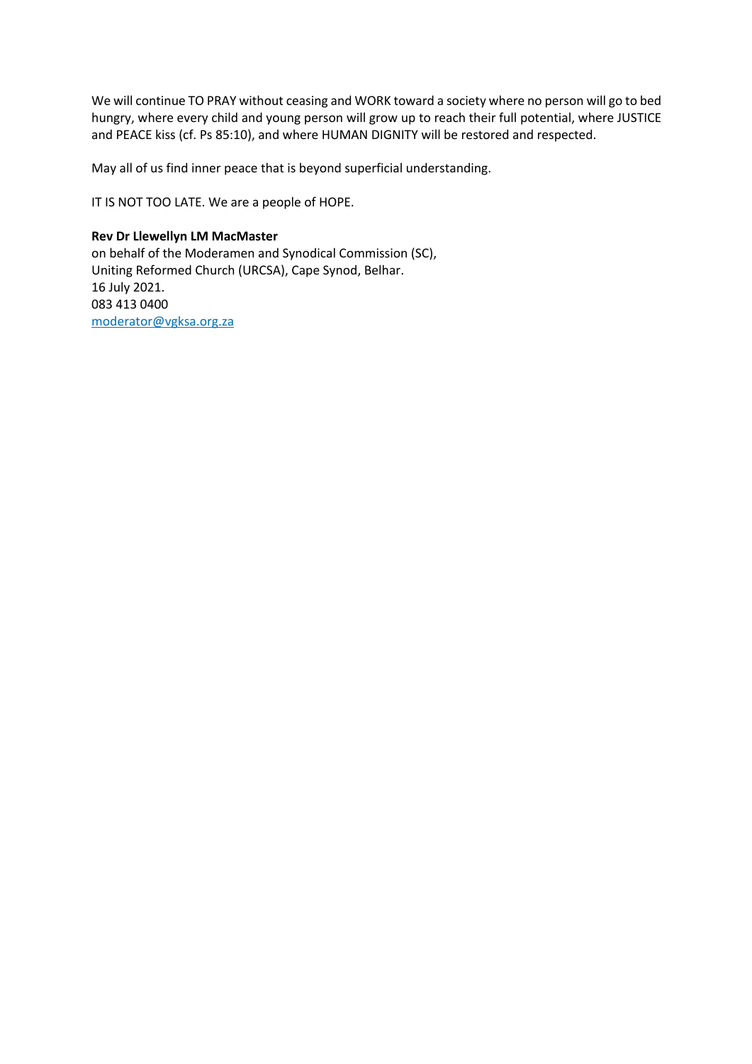We will continue TO PRAY without ceasing and WORK toward a society where no person will go to bed hungry, where every child and young person will grow up to reach their full potential, where JUSTICE and PEACE kiss (cf. Ps 85:10), and where HUMAN DIGNITY will be restored and respected.

May all of us find inner peace that is beyond superficial understanding.

IT IS NOT TOO LATE. We are a people of HOPE.

**Rev Dr Llewellyn LM MacMaster**
on behalf of the Moderamen and Synodical Commission (SC),
Uniting Reformed Church (URCSA), Cape Synod, Belhar.
16 July 2021.
083 413 0400
moderator@vgksa.org.za